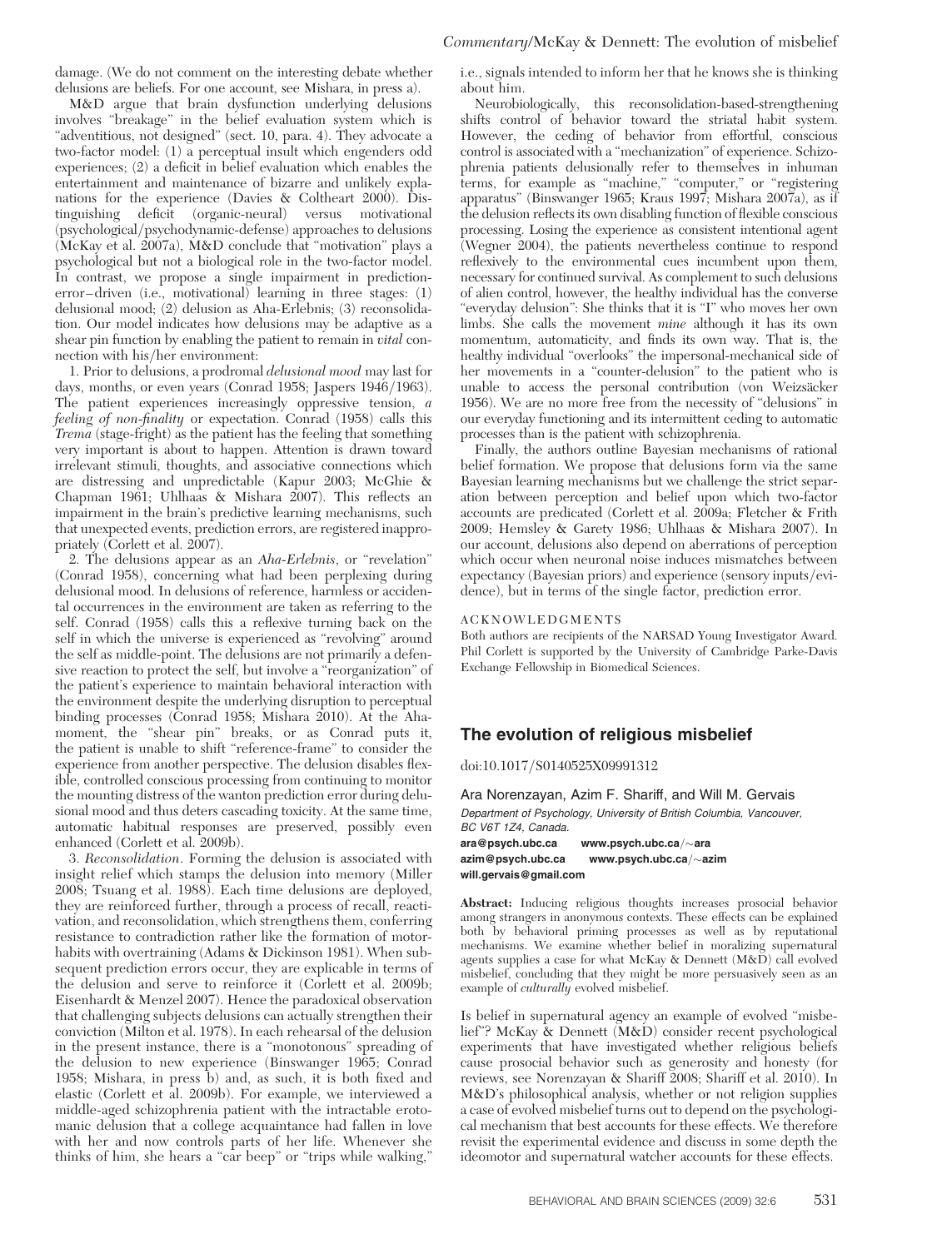damage. (We do not comment on the interesting debate whether delusions are beliefs. For one account, see Mishara, in press a).

M&D argue that brain dysfunction underlying delusions involves "breakage" in the belief evaluation system which is "adventitious, not designed" (sect. 10, para. 4). They advocate a two-factor model: (1) a perceptual insult which engenders odd experiences; (2) a deficit in belief evaluation which enables the entertainment and maintenance of bizarre and unlikely explanations for the experience (Davies & Coltheart 2000). Distinguishing deficit (organic-neural) versus motivational (psychological/psychodynamic-defense) approaches to delusions (McKay et al. 2007a), M&D conclude that "motivation" plays a psychological but not a biological role in the two-factor model. In contrast, we propose a single impairment in prediction-error–driven (i.e., motivational) learning in three stages: (1) delusional mood; (2) delusion as Aha-Erlebnis; (3) reconsolidation. Our model indicates how delusions may be adaptive as a shear pin function by enabling the patient to remain in *vital* connection with his/her environment:

1. Prior to delusions, a prodromal *delusional mood* may last for days, months, or even years (Conrad 1958; Jaspers 1946/1963). The patient experiences increasingly oppressive tension, *a feeling of non-finality* or expectation. Conrad (1958) calls this *Trema* (stage-fright) as the patient has the feeling that something very important is about to happen. Attention is drawn toward irrelevant stimuli, thoughts, and associative connections which are distressing and unpredictable (Kapur 2003; McGhie & Chapman 1961; Uhlhaas & Mishara 2007). This reflects an impairment in the brain's predictive learning mechanisms, such that unexpected events, prediction errors, are registered inappropriately (Corlett et al. 2007).

2. The delusions appear as an *Aha-Erlebnis*, or "revelation" (Conrad 1958), concerning what had been perplexing during delusional mood. In delusions of reference, harmless or accidental occurrences in the environment are taken as referring to the self. Conrad (1958) calls this a reflexive turning back on the self in which the universe is experienced as "revolving" around the self as middle-point. The delusions are not primarily a defensive reaction to protect the self, but involve a "reorganization" of the patient's experience to maintain behavioral interaction with the environment despite the underlying disruption to perceptual binding processes (Conrad 1958; Mishara 2010). At the Aha-moment, the "shear pin" breaks, or as Conrad puts it, the patient is unable to shift "reference-frame" to consider the experience from another perspective. The delusion disables flexible, controlled conscious processing from continuing to monitor the mounting distress of the wanton prediction error during delusional mood and thus deters cascading toxicity. At the same time, automatic habitual responses are preserved, possibly even enhanced (Corlett et al. 2009b).

3. *Reconsolidation*. Forming the delusion is associated with insight relief which stamps the delusion into memory (Miller 2008; Tsuang et al. 1988). Each time delusions are deployed, they are reinforced further, through a process of recall, reactivation, and reconsolidation, which strengthens them, conferring resistance to contradiction rather like the formation of motor-habits with overtraining (Adams & Dickinson 1981). When subsequent prediction errors occur, they are explicable in terms of the delusion and serve to reinforce it (Corlett et al. 2009b; Eisenhardt & Menzel 2007). Hence the paradoxical observation that challenging subjects delusions can actually strengthen their conviction (Milton et al. 1978). In each rehearsal of the delusion in the present instance, there is a "monotonous" spreading of the delusion to new experience (Binswanger 1965; Conrad 1958; Mishara, in press b) and, as such, it is both fixed and elastic (Corlett et al. 2009b). For example, we interviewed a middle-aged schizophrenia patient with the intractable erotomanic delusion that a college acquaintance had fallen in love with her and now controls parts of her life. Whenever she thinks of him, she hears a "car beep" or "trips while walking," i.e., signals intended to inform her that he knows she is thinking about him.

Neurobiologically, this reconsolidation-based-strengthening shifts control of behavior toward the striatal habit system. However, the ceding of behavior from effortful, conscious control is associated with a "mechanization" of experience. Schizophrenia patients delusionally refer to themselves in inhuman terms, for example as "machine," "computer," or "registering apparatus" (Binswanger 1965; Kraus 1997; Mishara 2007a), as if the delusion reflects its own disabling function of flexible conscious processing. Losing the experience as consistent intentional agent (Wegner 2004), the patients nevertheless continue to respond reflexively to the environmental cues incumbent upon them, necessary for continued survival. As complement to such delusions of alien control, however, the healthy individual has the converse "everyday delusion": She thinks that it is "I" who moves her own limbs. She calls the movement *mine* although it has its own momentum, automaticity, and finds its own way. That is, the healthy individual "overlooks" the impersonal-mechanical side of her movements in a "counter-delusion" to the patient who is unable to access the personal contribution (von Weizsäcker 1956). We are no more free from the necessity of "delusions" in our everyday functioning and its intermittent ceding to automatic processes than is the patient with schizophrenia.

Finally, the authors outline Bayesian mechanisms of rational belief formation. We propose that delusions form via the same Bayesian learning mechanisms but we challenge the strict separation between perception and belief upon which two-factor accounts are predicated (Corlett et al. 2009a; Fletcher & Frith 2009; Hemsley & Garety 1986; Uhlhaas & Mishara 2007). In our account, delusions also depend on aberrations of perception which occur when neuronal noise induces mismatches between expectancy (Bayesian priors) and experience (sensory inputs/evidence), but in terms of the single factor, prediction error.

### ACKNOWLEDGMENTS

Both authors are recipients of the NARSAD Young Investigator Award. Phil Corlett is supported by the University of Cambridge Parke-Davis Exchange Fellowship in Biomedical Sciences.

## The evolution of religious misbelief

doi:10.1017/S0140525X09991312

Ara Norenzayan, Azim F. Shariff, and Will M. Gervais

*Department of Psychology, University of British Columbia, Vancouver, BC V6T 1Z4, Canada.*

**ara@psych.ubc.ca www.psych.ubc.ca/~ara**
**azim@psych.ubc.ca www.psych.ubc.ca/~azim**
**will.gervais@gmail.com**

**Abstract:** Inducing religious thoughts increases prosocial behavior among strangers in anonymous contexts. These effects can be explained both by behavioral priming processes as well as by reputational mechanisms. We examine whether belief in moralizing supernatural agents supplies a case for what McKay & Dennett (M&D) call evolved misbelief, concluding that they might be more persuasively seen as an example of *culturally* evolved misbelief.

Is belief in supernatural agency an example of evolved "misbelief"? McKay & Dennett (M&D) consider recent psychological experiments that have investigated whether religious beliefs cause prosocial behavior such as generosity and honesty (for reviews, see Norenzayan & Shariff 2008; Shariff et al. 2010). In M&D's philosophical analysis, whether or not religion supplies a case of evolved misbelief turns out to depend on the psychological mechanism that best accounts for these effects. We therefore revisit the experimental evidence and discuss in some depth the ideomotor and supernatural watcher accounts for these effects.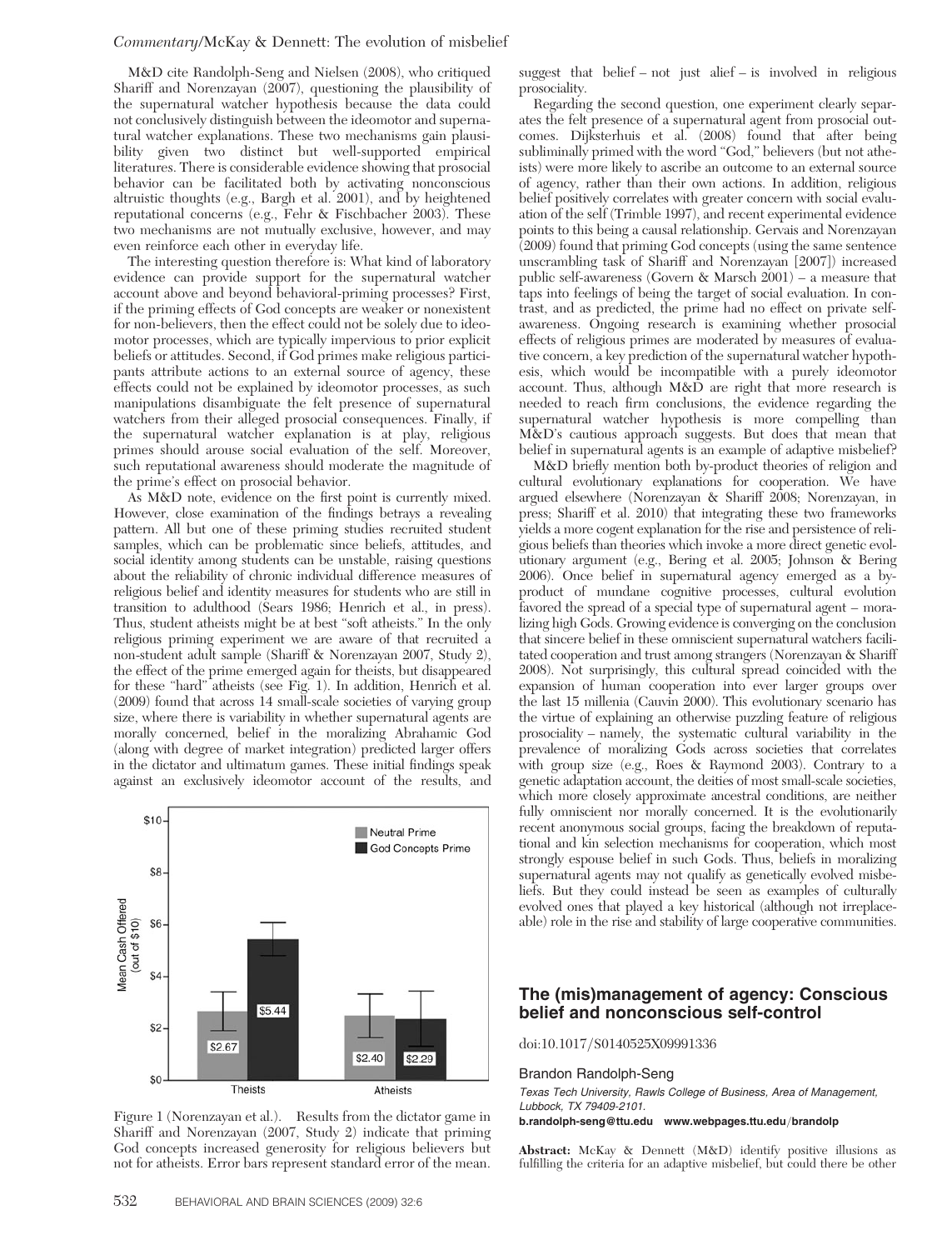M&D cite Randolph-Seng and Nielsen (2008), who critiqued Shariff and Norenzayan (2007), questioning the plausibility of the supernatural watcher hypothesis because the data could not conclusively distinguish between the ideomotor and supernatural watcher explanations. These two mechanisms gain plausibility given two distinct but well-supported empirical literatures. There is considerable evidence showing that prosocial behavior can be facilitated both by activating nonconscious altruistic thoughts (e.g., Bargh et al. 2001), and by heightened reputational concerns (e.g., Fehr & Fischbacher 2003). These two mechanisms are not mutually exclusive, however, and may even reinforce each other in everyday life.

The interesting question therefore is: What kind of laboratory evidence can provide support for the supernatural watcher account above and beyond behavioral-priming processes? First, if the priming effects of God concepts are weaker or nonexistent for non-believers, then the effect could not be solely due to ideomotor processes, which are typically impervious to prior explicit beliefs or attitudes. Second, if God primes make religious participants attribute actions to an external source of agency, these effects could not be explained by ideomotor processes, as such manipulations disambiguate the felt presence of supernatural watchers from their alleged prosocial consequences. Finally, if the supernatural watcher explanation is at play, religious primes should arouse social evaluation of the self. Moreover, such reputational awareness should moderate the magnitude of the prime's effect on prosocial behavior.

As M&D note, evidence on the first point is currently mixed. However, close examination of the findings betrays a revealing pattern. All but one of these priming studies recruited student samples, which can be problematic since beliefs, attitudes, and social identity among students can be unstable, raising questions about the reliability of chronic individual difference measures of religious belief and identity measures for students who are still in transition to adulthood (Sears 1986; Henrich et al., in press). Thus, student atheists might be at best "soft atheists." In the only religious priming experiment we are aware of that recruited a non-student adult sample (Shariff & Norenzayan 2007, Study 2), the effect of the prime emerged again for theists, but disappeared for these "hard" atheists (see Fig. 1). In addition, Henrich et al. (2009) found that across 14 small-scale societies of varying group size, where there is variability in whether supernatural agents are morally concerned, belief in the moralizing Abrahamic God (along with degree of market integration) predicted larger offers in the dictator and ultimatum games. These initial findings speak against an exclusively ideomotor account of the results, and suggest that belief – not just alief – is involved in religious prosociality.

Neutral Prime
God Concepts Prime
Mean Cash Offered (out of $10)
$10
$8
$6
$4
$2
$0
$5.44
$2.67
$2.40
$2.29
Theists
Atheists

Figure 1 (Norenzayan et al.). Results from the dictator game in Shariff and Norenzayan (2007, Study 2) indicate that priming God concepts increased generosity for religious believers but not for atheists. Error bars represent standard error of the mean.

Regarding the second question, one experiment clearly separates the felt presence of a supernatural agent from prosocial outcomes. Dijksterhuis et al. (2008) found that after being subliminally primed with the word "God," believers (but not atheists) were more likely to ascribe an outcome to an external source of agency, rather than their own actions. In addition, religious belief positively correlates with greater concern with social evaluation of the self (Trimble 1997), and recent experimental evidence points to this being a causal relationship. Gervais and Norenzayan (2009) found that priming God concepts (using the same sentence unscrambling task of Shariff and Norenzayan [2007]) increased public self-awareness (Govern & Marsch 2001) – a measure that taps into feelings of being the target of social evaluation. In contrast, and as predicted, the prime had no effect on private self-awareness. Ongoing research is examining whether prosocial effects of religious primes are moderated by measures of evaluative concern, a key prediction of the supernatural watcher hypothesis, which would be incompatible with a purely ideomotor account. Thus, although M&D are right that more research is needed to reach firm conclusions, the evidence regarding the supernatural watcher hypothesis is more compelling than M&D's cautious approach suggests. But does that mean that belief in supernatural agents is an example of adaptive misbelief?

M&D briefly mention both by-product theories of religion and cultural evolutionary explanations for cooperation. We have argued elsewhere (Norenzayan & Shariff 2008; Norenzayan, in press; Shariff et al. 2010) that integrating these two frameworks yields a more cogent explanation for the rise and persistence of religious beliefs than theories which invoke a more direct genetic evolutionary argument (e.g., Bering et al. 2005; Johnson & Bering 2006). Once belief in supernatural agency emerged as a by-product of mundane cognitive processes, cultural evolution favored the spread of a special type of supernatural agent – moralizing high Gods. Growing evidence is converging on the conclusion that sincere belief in these omniscient supernatural watchers facilitated cooperation and trust among strangers (Norenzayan & Shariff 2008). Not surprisingly, this cultural spread coincided with the expansion of human cooperation into ever larger groups over the last 15 millenia (Cauvin 2000). This evolutionary scenario has the virtue of explaining an otherwise puzzling feature of religious prosociality – namely, the systematic cultural variability in the prevalence of moralizing Gods across societies that correlates with group size (e.g., Roes & Raymond 2003). Contrary to a genetic adaptation account, the deities of most small-scale societies, which more closely approximate ancestral conditions, are neither fully omniscient nor morally concerned. It is the evolutionarily recent anonymous social groups, facing the breakdown of reputational and kin selection mechanisms for cooperation, which most strongly espouse belief in such Gods. Thus, beliefs in moralizing supernatural agents may not qualify as genetically evolved misbeliefs. But they could instead be seen as examples of culturally evolved ones that played a key historical (although not irreplaceable) role in the rise and stability of large cooperative communities.

## The (mis)management of agency: Conscious belief and nonconscious self-control

doi:10.1017/S0140525X09991336

Brandon Randolph-Seng

*Texas Tech University, Rawls College of Business, Area of Management, Lubbock, TX 79409-2101.*

**b.randolph-seng@ttu.edu www.webpages.ttu.edu/brandolp**

**Abstract:** McKay & Dennett (M&D) identify positive illusions as fulfilling the criteria for an adaptive misbelief, but could there be other